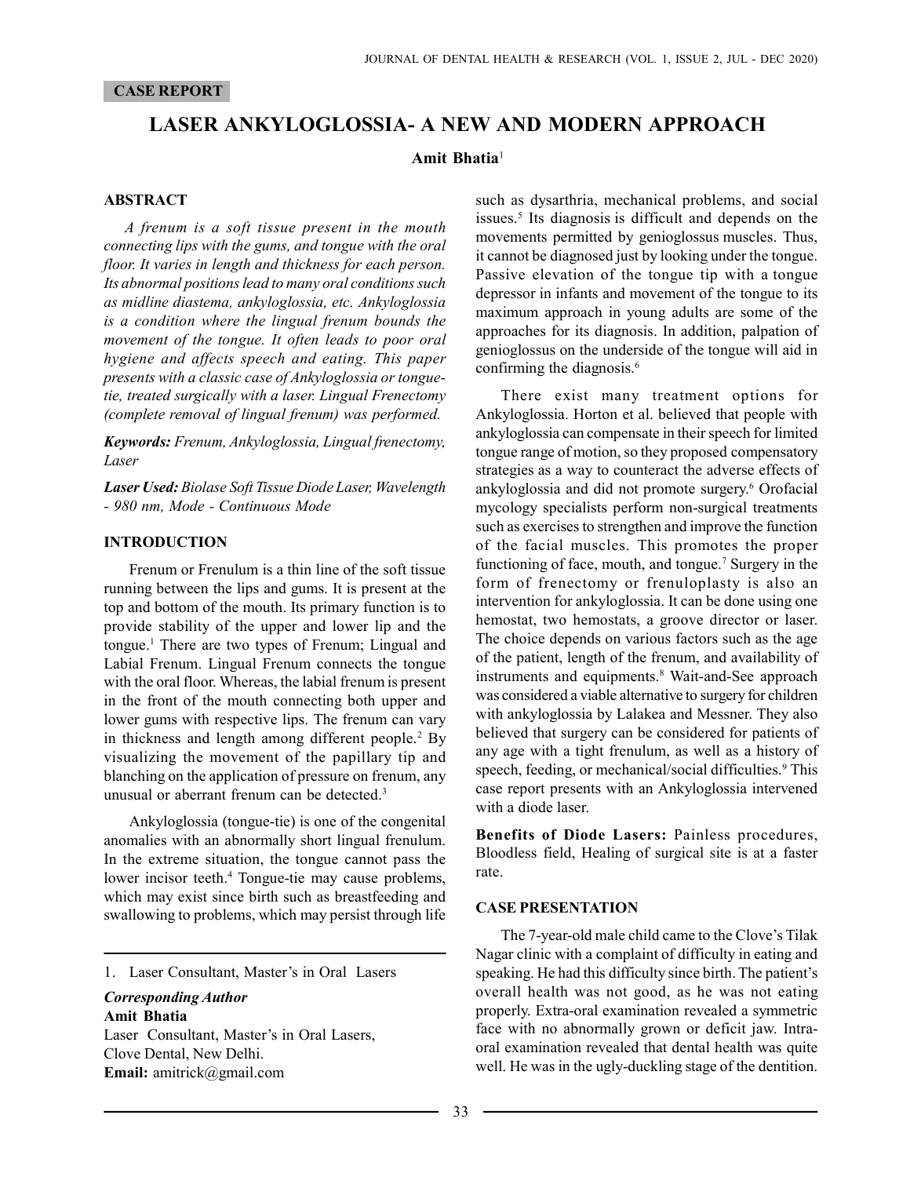**CASE REPORT**

# LASER ANKYLOGLOSSIA- A NEW AND MODERN APPROACH

**Amit Bhatia**[1]

## ABSTRACT

*A frenum is a soft tissue present in the mouth connecting lips with the gums, and tongue with the oral floor. It varies in length and thickness for each person. Its abnormal positions lead to many oral conditions such as midline diastema, ankyloglossia, etc. Ankyloglossia is a condition where the lingual frenum bounds the movement of the tongue. It often leads to poor oral hygiene and affects speech and eating. This paper presents with a classic case of Ankyloglossia or tongue-tie, treated surgically with a laser. Lingual Frenectomy (complete removal of lingual frenum) was performed.*

***Keywords:*** *Frenum, Ankyloglossia, Lingual frenectomy, Laser*

***Laser Used:*** *Biolase Soft Tissue Diode Laser, Wavelength - 980 nm, Mode - Continuous Mode*

## INTRODUCTION

Frenum or Frenulum is a thin line of the soft tissue running between the lips and gums. It is present at the top and bottom of the mouth. Its primary function is to provide stability of the upper and lower lip and the tongue.[1] There are two types of Frenum; Lingual and Labial Frenum. Lingual Frenum connects the tongue with the oral floor. Whereas, the labial frenum is present in the front of the mouth connecting both upper and lower gums with respective lips. The frenum can vary in thickness and length among different people.[2] By visualizing the movement of the papillary tip and blanching on the application of pressure on frenum, any unusual or aberrant frenum can be detected.[3]

Ankyloglossia (tongue-tie) is one of the congenital anomalies with an abnormally short lingual frenulum. In the extreme situation, the tongue cannot pass the lower incisor teeth.[4] Tongue-tie may cause problems, which may exist since birth such as breastfeeding and swallowing to problems, which may persist through life such as dysarthria, mechanical problems, and social issues.[5] Its diagnosis is difficult and depends on the movements permitted by genioglossus muscles. Thus, it cannot be diagnosed just by looking under the tongue. Passive elevation of the tongue tip with a tongue depressor in infants and movement of the tongue to its maximum approach in young adults are some of the approaches for its diagnosis. In addition, palpation of genioglossus on the underside of the tongue will aid in confirming the diagnosis.[6]

There exist many treatment options for Ankyloglossia. Horton et al. believed that people with ankyloglossia can compensate in their speech for limited tongue range of motion, so they proposed compensatory strategies as a way to counteract the adverse effects of ankyloglossia and did not promote surgery.[6] Orofacial mycology specialists perform non-surgical treatments such as exercises to strengthen and improve the function of the facial muscles. This promotes the proper functioning of face, mouth, and tongue.[7] Surgery in the form of frenectomy or frenuloplasty is also an intervention for ankyloglossia. It can be done using one hemostat, two hemostats, a groove director or laser. The choice depends on various factors such as the age of the patient, length of the frenum, and availability of instruments and equipments.[8] Wait-and-See approach was considered a viable alternative to surgery for children with ankyloglossia by Lalakea and Messner. They also believed that surgery can be considered for patients of any age with a tight frenulum, as well as a history of speech, feeding, or mechanical/social difficulties.[9] This case report presents with an Ankyloglossia intervened with a diode laser.

**Benefits of Diode Lasers:** Painless procedures, Bloodless field, Healing of surgical site is at a faster rate.

## CASE PRESENTATION

The 7-year-old male child came to the Clove's Tilak Nagar clinic with a complaint of difficulty in eating and speaking. He had this difficulty since birth. The patient's overall health was not good, as he was not eating properly. Extra-oral examination revealed a symmetric face with no abnormally grown or deficit jaw. Intra-oral examination revealed that dental health was quite well. He was in the ugly-duckling stage of the dentition.

---

1. Laser Consultant, Master's in Oral Lasers

***Corresponding Author***
**Amit Bhatia**
Laser Consultant, Master's in Oral Lasers,
Clove Dental, New Delhi.
**Email:** amitrick@gmail.com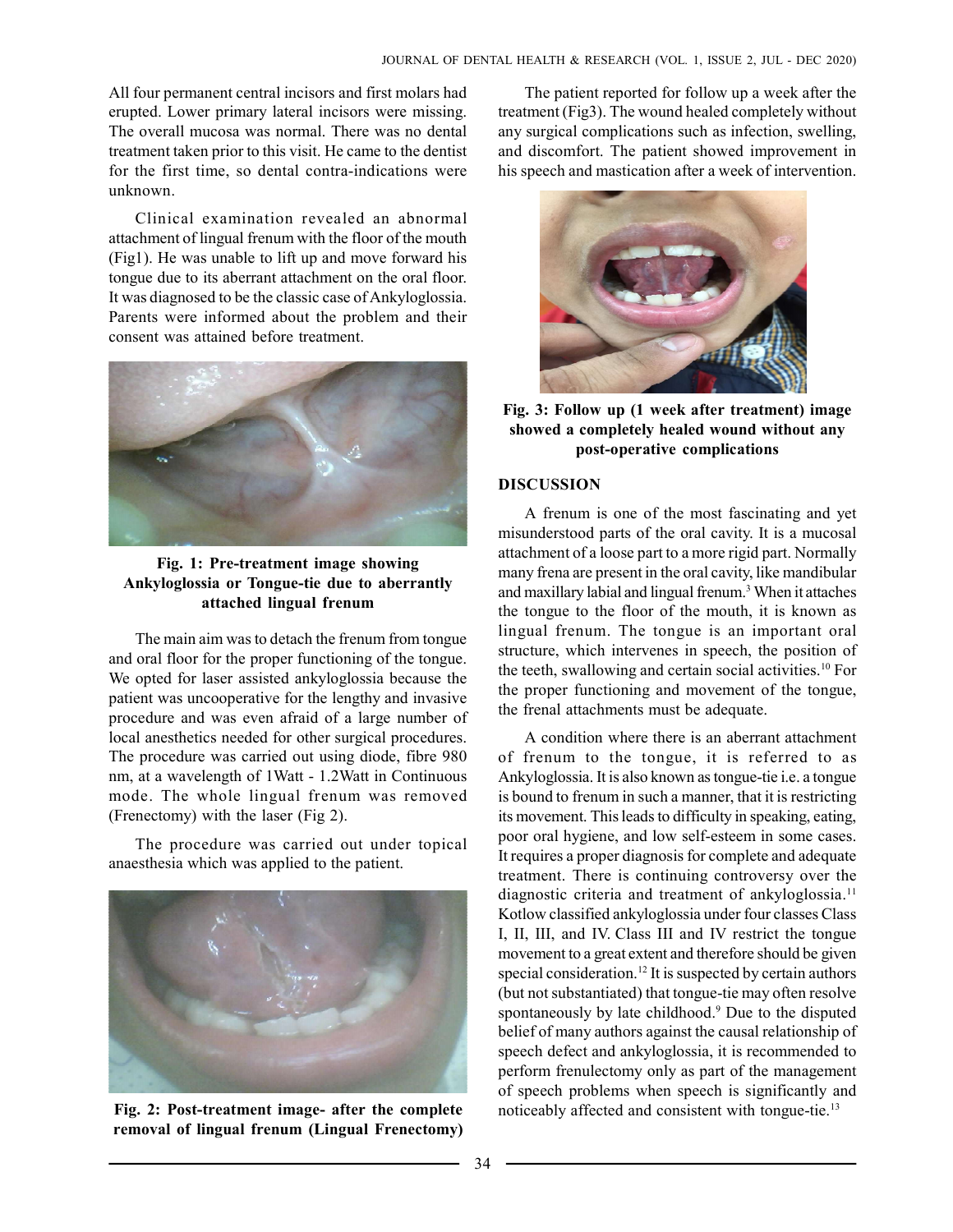All four permanent central incisors and first molars had erupted. Lower primary lateral incisors were missing. The overall mucosa was normal. There was no dental treatment taken prior to this visit. He came to the dentist for the first time, so dental contra-indications were unknown.

Clinical examination revealed an abnormal attachment of lingual frenum with the floor of the mouth (Fig1). He was unable to lift up and move forward his tongue due to its aberrant attachment on the oral floor. It was diagnosed to be the classic case of Ankyloglossia. Parents were informed about the problem and their consent was attained before treatment.

**Fig. 1: Pre-treatment image showing Ankyloglossia or Tongue-tie due to aberrantly attached lingual frenum**

The main aim was to detach the frenum from tongue and oral floor for the proper functioning of the tongue. We opted for laser assisted ankyloglossia because the patient was uncooperative for the lengthy and invasive procedure and was even afraid of a large number of local anesthetics needed for other surgical procedures. The procedure was carried out using diode, fibre 980 nm, at a wavelength of 1Watt - 1.2Watt in Continuous mode. The whole lingual frenum was removed (Frenectomy) with the laser (Fig 2).

The procedure was carried out under topical anaesthesia which was applied to the patient.

**Fig. 2: Post-treatment image- after the complete removal of lingual frenum (Lingual Frenectomy)**

The patient reported for follow up a week after the treatment (Fig3). The wound healed completely without any surgical complications such as infection, swelling, and discomfort. The patient showed improvement in his speech and mastication after a week of intervention.

**Fig. 3: Follow up (1 week after treatment) image showed a completely healed wound without any post-operative complications**

## DISCUSSION

A frenum is one of the most fascinating and yet misunderstood parts of the oral cavity. It is a mucosal attachment of a loose part to a more rigid part. Normally many frena are present in the oral cavity, like mandibular and maxillary labial and lingual frenum.[3] When it attaches the tongue to the floor of the mouth, it is known as lingual frenum. The tongue is an important oral structure, which intervenes in speech, the position of the teeth, swallowing and certain social activities.[10] For the proper functioning and movement of the tongue, the frenal attachments must be adequate.

A condition where there is an aberrant attachment of frenum to the tongue, it is referred to as Ankyloglossia. It is also known as tongue-tie i.e. a tongue is bound to frenum in such a manner, that it is restricting its movement. This leads to difficulty in speaking, eating, poor oral hygiene, and low self-esteem in some cases. It requires a proper diagnosis for complete and adequate treatment. There is continuing controversy over the diagnostic criteria and treatment of ankyloglossia.[11] Kotlow classified ankyloglossia under four classes Class I, II, III, and IV. Class III and IV restrict the tongue movement to a great extent and therefore should be given special consideration.[12] It is suspected by certain authors (but not substantiated) that tongue-tie may often resolve spontaneously by late childhood.[9] Due to the disputed belief of many authors against the causal relationship of speech defect and ankyloglossia, it is recommended to perform frenulectomy only as part of the management of speech problems when speech is significantly and noticeably affected and consistent with tongue-tie.[13]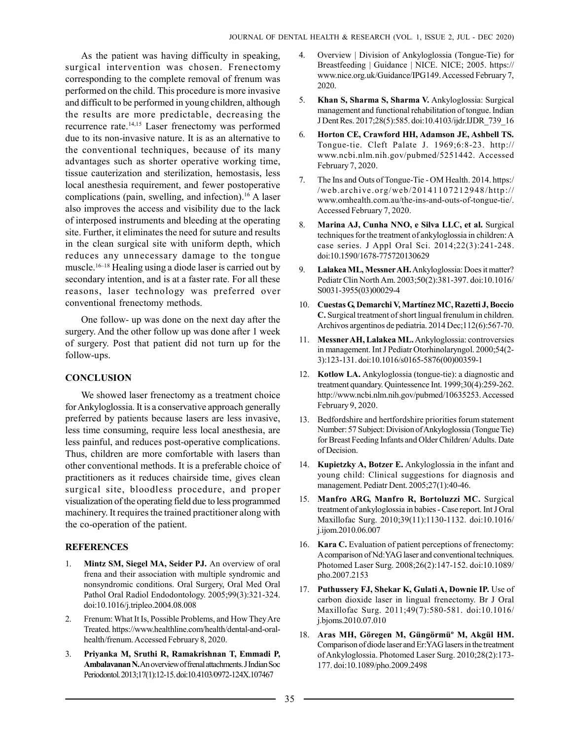As the patient was having difficulty in speaking, surgical intervention was chosen. Frenectomy corresponding to the complete removal of frenum was performed on the child. This procedure is more invasive and difficult to be performed in young children, although the results are more predictable, decreasing the recurrence rate.[14,15] Laser frenectomy was performed due to its non-invasive nature. It is as an alternative to the conventional techniques, because of its many advantages such as shorter operative working time, tissue cauterization and sterilization, hemostasis, less local anesthesia requirement, and fewer postoperative complications (pain, swelling, and infection).[16] A laser also improves the access and visibility due to the lack of interposed instruments and bleeding at the operating site. Further, it eliminates the need for suture and results in the clean surgical site with uniform depth, which reduces any unnecessary damage to the tongue muscle.[16–18] Healing using a diode laser is carried out by secondary intention, and is at a faster rate. For all these reasons, laser technology was preferred over conventional frenectomy methods.

One follow- up was done on the next day after the surgery. And the other follow up was done after 1 week of surgery. Post that patient did not turn up for the follow-ups.

## CONCLUSION

We showed laser frenectomy as a treatment choice for Ankyloglossia. It is a conservative approach generally preferred by patients because lasers are less invasive, less time consuming, require less local anesthesia, are less painful, and reduces post-operative complications. Thus, children are more comfortable with lasers than other conventional methods. It is a preferable choice of practitioners as it reduces chairside time, gives clean surgical site, bloodless procedure, and proper visualization of the operating field due to less programmed machinery. It requires the trained practitioner along with the co-operation of the patient.

## REFERENCES

1. **Mintz SM, Siegel MA, Seider PJ.** An overview of oral frena and their association with multiple syndromic and nonsyndromic conditions. Oral Surgery, Oral Med Oral Pathol Oral Radiol Endodontology. 2005;99(3):321-324. doi:10.1016/j.tripleo.2004.08.008
2. Frenum: What It Is, Possible Problems, and How They Are Treated. https://www.healthline.com/health/dental-and-oral-health/frenum. Accessed February 8, 2020.
3. **Priyanka M, Sruthi R, Ramakrishnan T, Emmadi P, Ambalavanan N.** An overview of frenal attachments. J Indian Soc Periodontol. 2013;17(1):12-15. doi:10.4103/0972-124X.107467
4. Overview | Division of Ankyloglossia (Tongue-Tie) for Breastfeeding | Guidance | NICE. NICE; 2005. https://www.nice.org.uk/Guidance/IPG149. Accessed February 7, 2020.
5. **Khan S, Sharma S, Sharma V.** Ankyloglossia: Surgical management and functional rehabilitation of tongue. Indian J Dent Res. 2017;28(5):585. doi:10.4103/ijdr.IJDR_739_16
6. **Horton CE, Crawford HH, Adamson JE, Ashbell TS.** Tongue-tie. Cleft Palate J. 1969;6:8-23. http://www.ncbi.nlm.nih.gov/pubmed/5251442. Accessed February 7, 2020.
7. The Ins and Outs of Tongue-Tie - OM Health. 2014. https://web.archive.org/web/20141107212948/http://www.omhealth.com.au/the-ins-and-outs-of-tongue-tie/. Accessed February 7, 2020.
8. **Marina AJ, Cunha NNO, e Silva LLC, et al.** Surgical techniques for the treatment of ankyloglossia in children: A case series. J Appl Oral Sci. 2014;22(3):241-248. doi:10.1590/1678-775720130629
9. **Lalakea ML, Messner AH.** Ankyloglossia: Does it matter? Pediatr Clin North Am. 2003;50(2):381-397. doi:10.1016/S0031-3955(03)00029-4
10. **Cuestas G, Demarchi V, Martínez MC, Razetti J, Boccio C.** Surgical treatment of short lingual frenulum in children. Archivos argentinos de pediatria. 2014 Dec;112(6):567-70.
11. **Messner AH, Lalakea ML.** Ankyloglossia: controversies in management. Int J Pediatr Otorhinolaryngol. 2000;54(2-3):123-131. doi:10.1016/s0165-5876(00)00359-1
12. **Kotlow LA.** Ankyloglossia (tongue-tie): a diagnostic and treatment quandary. Quintessence Int. 1999;30(4):259-262. http://www.ncbi.nlm.nih.gov/pubmed/10635253. Accessed February 9, 2020.
13. Bedfordshire and hertfordshire priorities forum statement Number: 57 Subject: Division of Ankyloglossia (Tongue Tie) for Breast Feeding Infants and Older Children/ Adults. Date of Decision.
14. **Kupietzky A, Botzer E.** Ankyloglossia in the infant and young child: Clinical suggestions for diagnosis and management. Pediatr Dent. 2005;27(1):40-46.
15. **Manfro ARG, Manfro R, Bortoluzzi MC.** Surgical treatment of ankyloglossia in babies - Case report. Int J Oral Maxillofac Surg. 2010;39(11):1130-1132. doi:10.1016/j.ijom.2010.06.007
16. **Kara C.** Evaluation of patient perceptions of frenectomy: A comparison of Nd:YAG laser and conventional techniques. Photomed Laser Surg. 2008;26(2):147-152. doi:10.1089/pho.2007.2153
17. **Puthussery FJ, Shekar K, Gulati A, Downie IP.** Use of carbon dioxide laser in lingual frenectomy. Br J Oral Maxillofac Surg. 2011;49(7):580-581. doi:10.1016/j.bjoms.2010.07.010
18. **Aras MH, Göregen M, Güngörmüº M, Akgül HM.** Comparison of diode laser and Er:YAG lasers in the treatment of Ankyloglossia. Photomed Laser Surg. 2010;28(2):173-177. doi:10.1089/pho.2009.2498